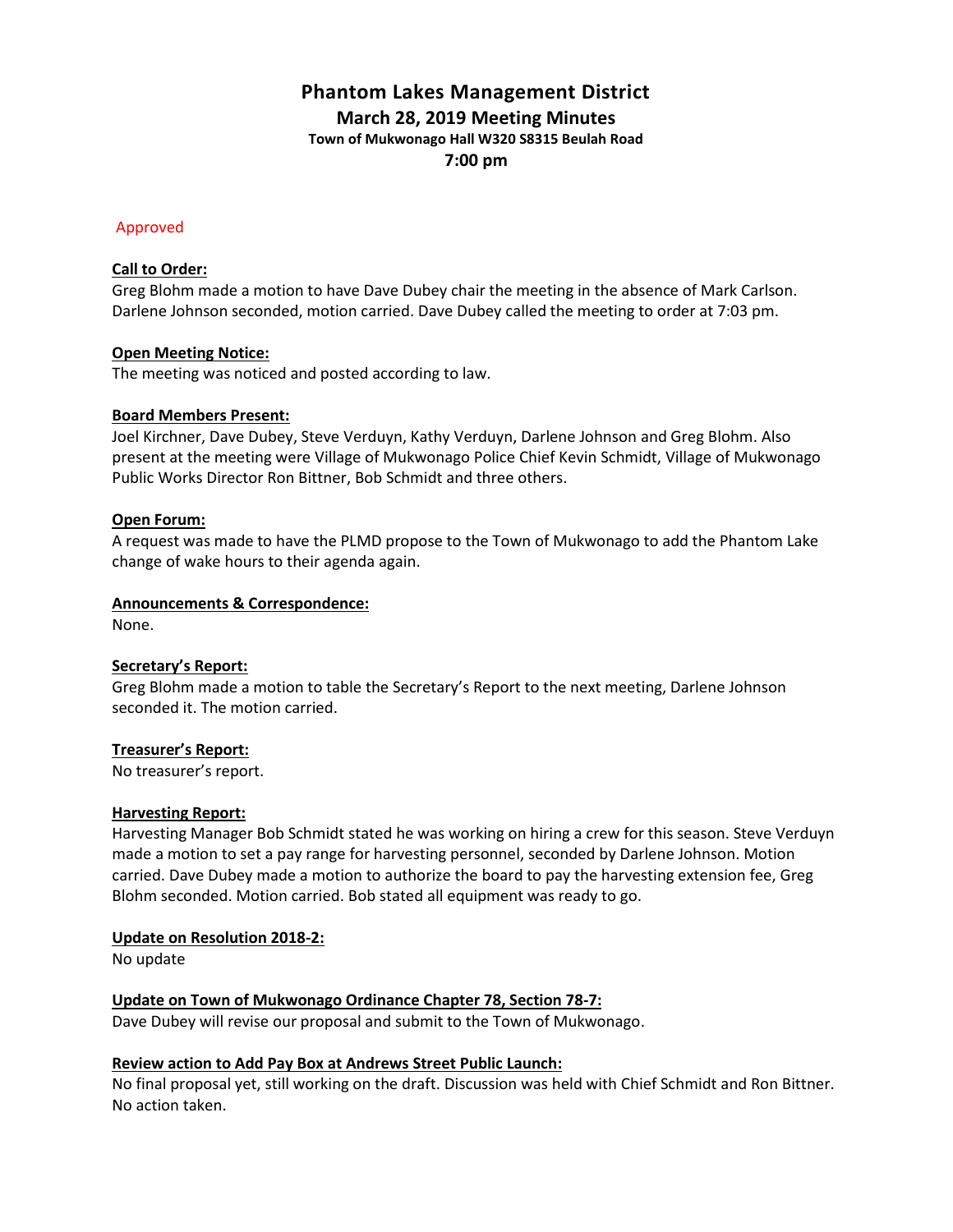# Phantom Lakes Management District

## March 28, 2019 Meeting Minutes

### Town of Mukwonago Hall W320 S8315 Beulah Road

### 7:00 pm

Approved

**Call to Order:**

Greg Blohm made a motion to have Dave Dubey chair the meeting in the absence of Mark Carlson. Darlene Johnson seconded, motion carried. Dave Dubey called the meeting to order at 7:03 pm.

**Open Meeting Notice:**

The meeting was noticed and posted according to law.

**Board Members Present:**

Joel Kirchner, Dave Dubey, Steve Verduyn, Kathy Verduyn, Darlene Johnson and Greg Blohm. Also present at the meeting were Village of Mukwonago Police Chief Kevin Schmidt, Village of Mukwonago Public Works Director Ron Bittner, Bob Schmidt and three others.

**Open Forum:**

A request was made to have the PLMD propose to the Town of Mukwonago to add the Phantom Lake change of wake hours to their agenda again.

**Announcements & Correspondence:**

None.

**Secretary's Report:**

Greg Blohm made a motion to table the Secretary's Report to the next meeting, Darlene Johnson seconded it. The motion carried.

**Treasurer's Report:**

No treasurer's report.

**Harvesting Report:**

Harvesting Manager Bob Schmidt stated he was working on hiring a crew for this season. Steve Verduyn made a motion to set a pay range for harvesting personnel, seconded by Darlene Johnson. Motion carried. Dave Dubey made a motion to authorize the board to pay the harvesting extension fee, Greg Blohm seconded. Motion carried. Bob stated all equipment was ready to go.

**Update on Resolution 2018-2:**

No update

**Update on Town of Mukwonago Ordinance Chapter 78, Section 78-7:**

Dave Dubey will revise our proposal and submit to the Town of Mukwonago.

**Review action to Add Pay Box at Andrews Street Public Launch:**

No final proposal yet, still working on the draft. Discussion was held with Chief Schmidt and Ron Bittner. No action taken.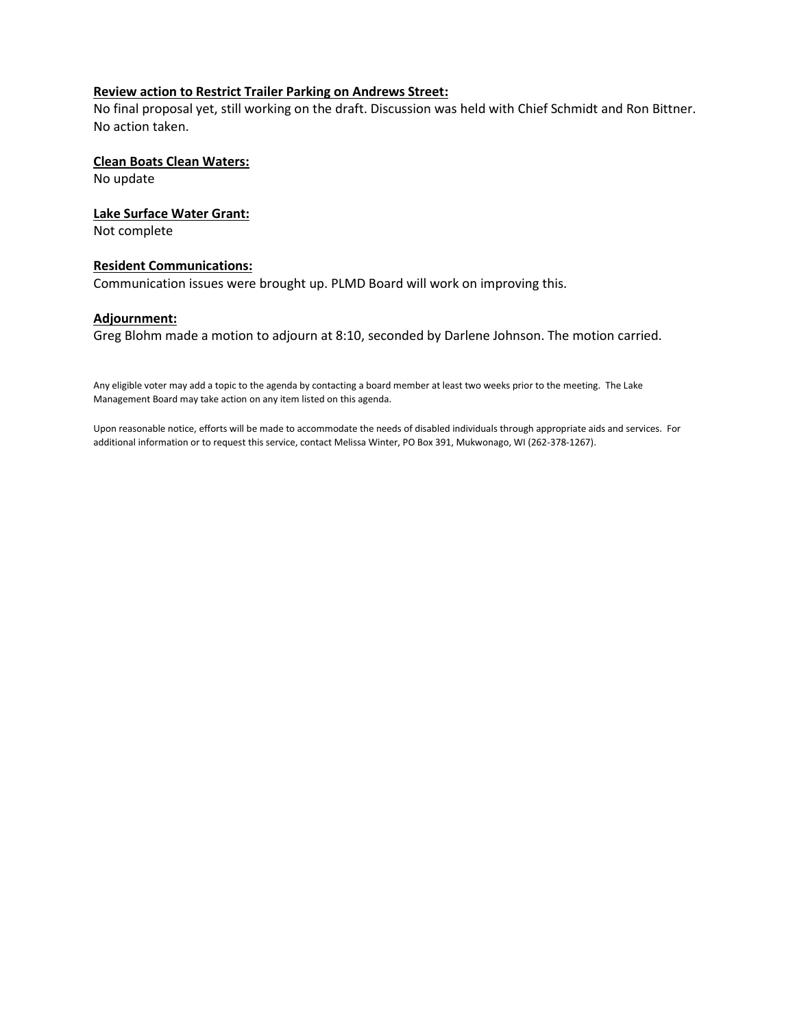**Review action to Restrict Trailer Parking on Andrews Street:**

No final proposal yet, still working on the draft. Discussion was held with Chief Schmidt and Ron Bittner. No action taken.

**Clean Boats Clean Waters:**

No update

**Lake Surface Water Grant:**

Not complete

**Resident Communications:**

Communication issues were brought up. PLMD Board will work on improving this.

**Adjournment:**

Greg Blohm made a motion to adjourn at 8:10, seconded by Darlene Johnson. The motion carried.

Any eligible voter may add a topic to the agenda by contacting a board member at least two weeks prior to the meeting. The Lake Management Board may take action on any item listed on this agenda.

Upon reasonable notice, efforts will be made to accommodate the needs of disabled individuals through appropriate aids and services. For additional information or to request this service, contact Melissa Winter, PO Box 391, Mukwonago, WI (262-378-1267).